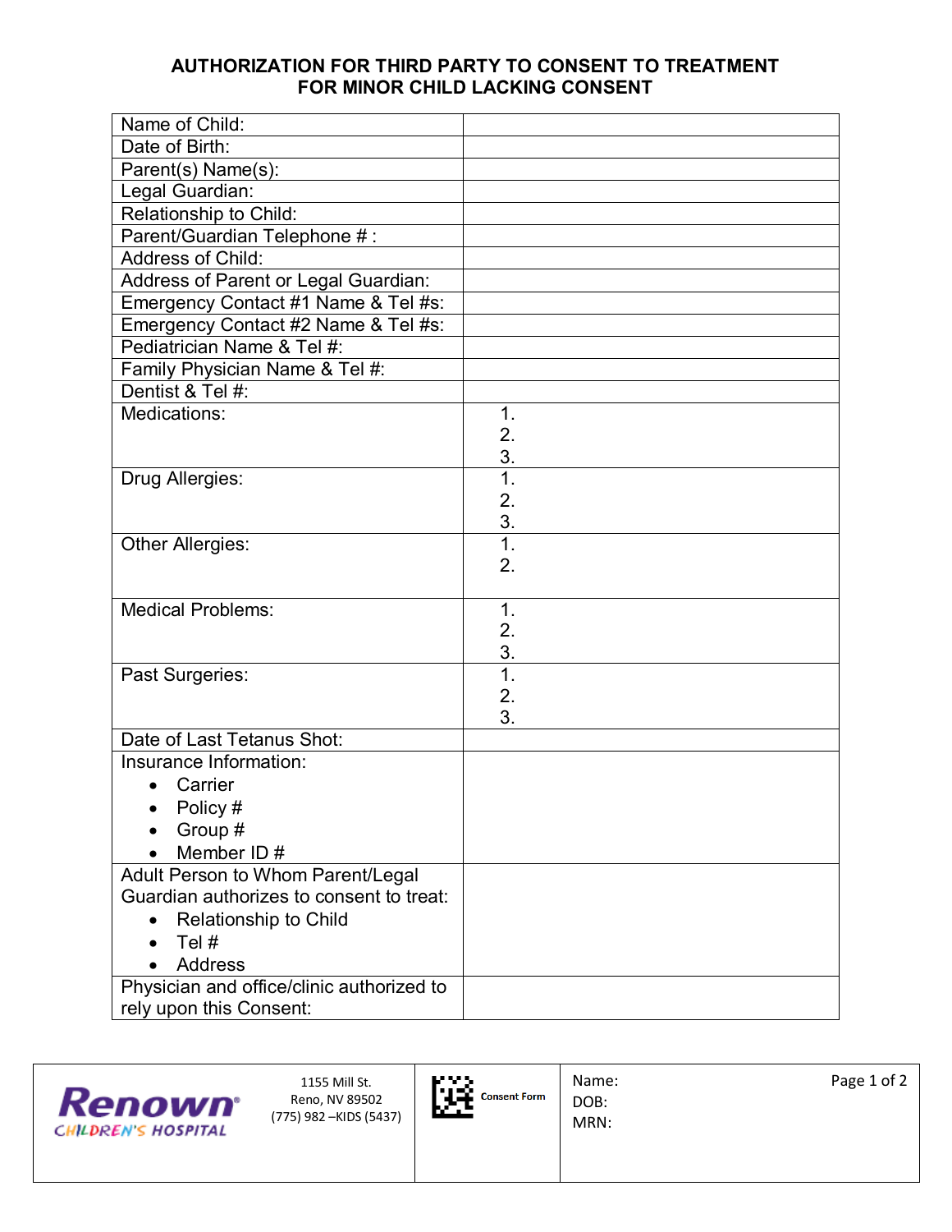# AUTHORIZATION FOR THIRD PARTY TO CONSENT TO TREATMENT FOR MINOR CHILD LACKING CONSENT

| | |
|---|---|
| Name of Child: | |
| Date of Birth: | |
| Parent(s) Name(s): | |
| Legal Guardian: | |
| Relationship to Child: | |
| Parent/Guardian Telephone # : | |
| Address of Child: | |
| Address of Parent or Legal Guardian: | |
| Emergency Contact #1 Name & Tel #s: | |
| Emergency Contact #2 Name & Tel #s: | |
| Pediatrician Name & Tel #: | |
| Family Physician Name & Tel #: | |
| Dentist & Tel #: | |
| Medications: | 1.<br>2.<br>3. |
| Drug Allergies: | 1.<br>2.<br>3. |
| Other Allergies: | 1.<br>2. |
| Medical Problems: | 1.<br>2.<br>3. |
| Past Surgeries: | 1.<br>2.<br>3. |
| Date of Last Tetanus Shot: | |
| Insurance Information:<br>• Carrier<br>• Policy #<br>• Group #<br>• Member ID # | |
| Adult Person to Whom Parent/Legal Guardian authorizes to consent to treat:<br>• Relationship to Child<br>• Tel #<br>• Address | |
| Physician and office/clinic authorized to rely upon this Consent: | |

Renown Children's Hospital
1155 Mill St.
Reno, NV 89502
(775) 982 –KIDS (5437)

Consent Form

Name:
DOB:
MRN: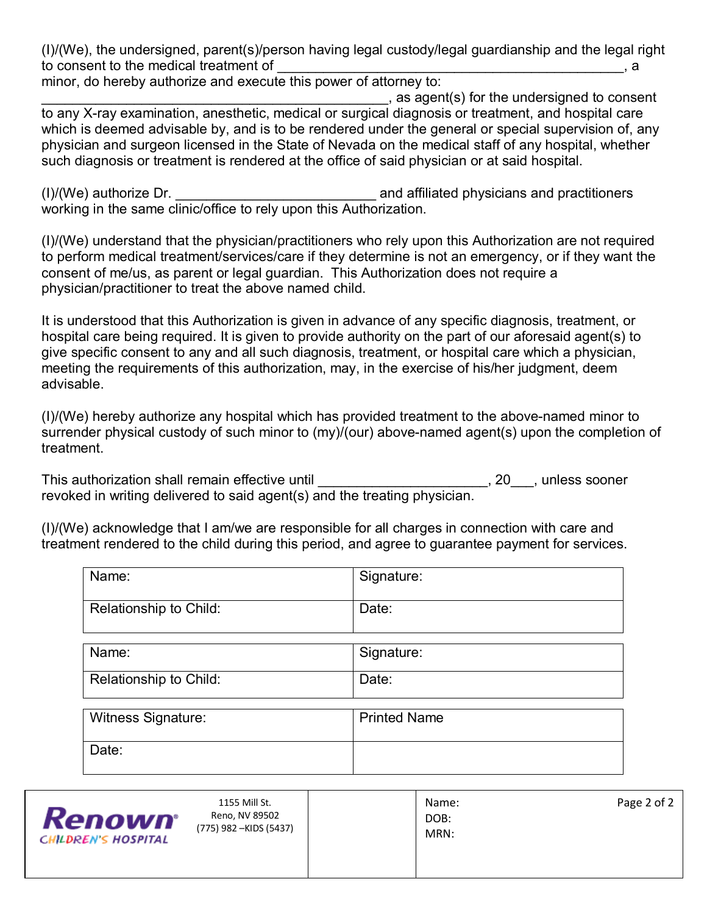(I)/(We), the undersigned, parent(s)/person having legal custody/legal guardianship and the legal right to consent to the medical treatment of ______________________________________________, a minor, do hereby authorize and execute this power of attorney to: ______________________________________________, as agent(s) for the undersigned to consent to any X-ray examination, anesthetic, medical or surgical diagnosis or treatment, and hospital care which is deemed advisable by, and is to be rendered under the general or special supervision of, any physician and surgeon licensed in the State of Nevada on the medical staff of any hospital, whether such diagnosis or treatment is rendered at the office of said physician or at said hospital.

(I)/(We) authorize Dr. __________________________ and affiliated physicians and practitioners working in the same clinic/office to rely upon this Authorization.

(I)/(We) understand that the physician/practitioners who rely upon this Authorization are not required to perform medical treatment/services/care if they determine is not an emergency, or if they want the consent of me/us, as parent or legal guardian. This Authorization does not require a physician/practitioner to treat the above named child.

It is understood that this Authorization is given in advance of any specific diagnosis, treatment, or hospital care being required. It is given to provide authority on the part of our aforesaid agent(s) to give specific consent to any and all such diagnosis, treatment, or hospital care which a physician, meeting the requirements of this authorization, may, in the exercise of his/her judgment, deem advisable.

(I)/(We) hereby authorize any hospital which has provided treatment to the above-named minor to surrender physical custody of such minor to (my)/(our) above-named agent(s) upon the completion of treatment.

This authorization shall remain effective until ______________________, 20___, unless sooner revoked in writing delivered to said agent(s) and the treating physician.

(I)/(We) acknowledge that I am/we are responsible for all charges in connection with care and treatment rendered to the child during this period, and agree to guarantee payment for services.

| | |
|---|---|
| Name: | Signature: |
| Relationship to Child: | Date: |

| | |
|---|---|
| Name: | Signature: |
| Relationship to Child: | Date: |

| | |
|---|---|
| Witness Signature: | Printed Name |
| Date: | |

| | | | |
|---|---|---|---|
| Renown Children's Hospital | 1155 Mill St.<br>Reno, NV 89502<br>(775) 982 –KIDS (5437) | | Name:<br>DOB:<br>MRN: |